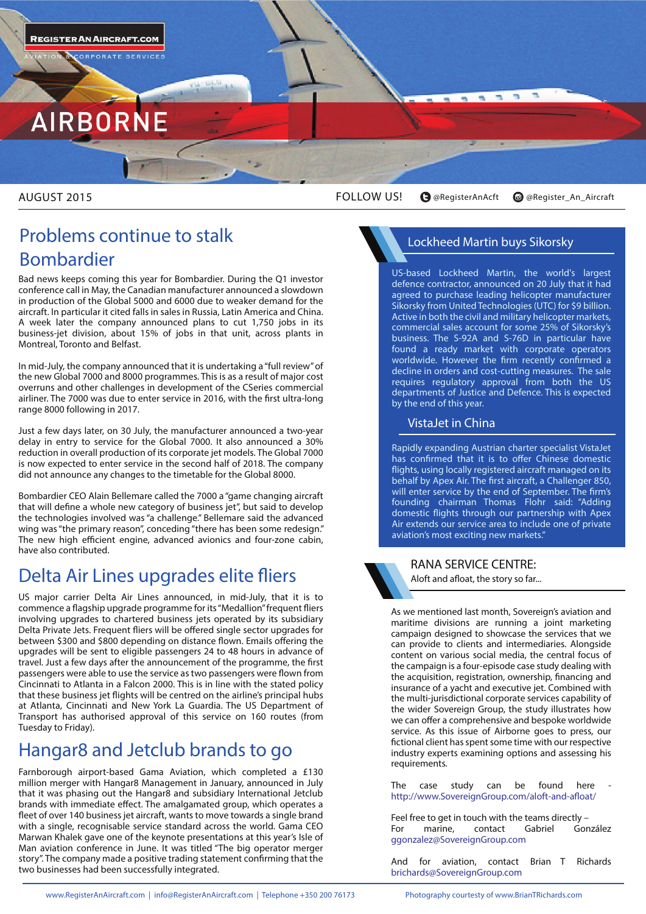**REGISTERANAIRCRAFT.COM**
AVIATION & CORPORATE SERVICES

# AIRBORNE

AUGUST 2015

FOLLOW US! @RegisterAnAcft @Register_An_Aircraft

## Problems continue to stalk Bombardier

Bad news keeps coming this year for Bombardier. During the Q1 investor conference call in May, the Canadian manufacturer announced a slowdown in production of the Global 5000 and 6000 due to weaker demand for the aircraft. In particular it cited falls in sales in Russia, Latin America and China. A week later the company announced plans to cut 1,750 jobs in its business-jet division, about 15% of jobs in that unit, across plants in Montreal, Toronto and Belfast.

In mid-July, the company announced that it is undertaking a "full review" of the new Global 7000 and 8000 programmes. This is as a result of major cost overruns and other challenges in development of the CSeries commercial airliner. The 7000 was due to enter service in 2016, with the first ultra-long range 8000 following in 2017.

Just a few days later, on 30 July, the manufacturer announced a two-year delay in entry to service for the Global 7000. It also announced a 30% reduction in overall production of its corporate jet models. The Global 7000 is now expected to enter service in the second half of 2018. The company did not announce any changes to the timetable for the Global 8000.

Bombardier CEO Alain Bellemare called the 7000 a "game changing aircraft that will define a whole new category of business jet", but said to develop the technologies involved was "a challenge." Bellemare said the advanced wing was "the primary reason", conceding "there has been some redesign." The new high efficient engine, advanced avionics and four-zone cabin, have also contributed.

## Delta Air Lines upgrades elite fliers

US major carrier Delta Air Lines announced, in mid-July, that it is to commence a flagship upgrade programme for its "Medallion" frequent fliers involving upgrades to chartered business jets operated by its subsidiary Delta Private Jets. Frequent fliers will be offered single sector upgrades for between $300 and $800 depending on distance flown. Emails offering the upgrades will be sent to eligible passengers 24 to 48 hours in advance of travel. Just a few days after the announcement of the programme, the first passengers were able to use the service as two passengers were flown from Cincinnati to Atlanta in a Falcon 2000. This is in line with the stated policy that these business jet flights will be centred on the airline's principal hubs at Atlanta, Cincinnati and New York La Guardia. The US Department of Transport has authorised approval of this service on 160 routes (from Tuesday to Friday).

## Hangar8 and Jetclub brands to go

Farnborough airport-based Gama Aviation, which completed a £130 million merger with Hangar8 Management in January, announced in July that it was phasing out the Hangar8 and subsidiary International Jetclub brands with immediate effect. The amalgamated group, which operates a fleet of over 140 business jet aircraft, wants to move towards a single brand with a single, recognisable service standard across the world. Gama CEO Marwan Khalek gave one of the keynote presentations at this year's Isle of Man aviation conference in June. It was titled "The big operator merger story". The company made a positive trading statement confirming that the two businesses had been successfully integrated.

## Lockheed Martin buys Sikorsky

US-based Lockheed Martin, the world's largest defence contractor, announced on 20 July that it had agreed to purchase leading helicopter manufacturer Sikorsky from United Technologies (UTC) for $9 billion. Active in both the civil and military helicopter markets, commercial sales account for some 25% of Sikorsky's business. The S-92A and S-76D in particular have found a ready market with corporate operators worldwide. However the firm recently confirmed a decline in orders and cost-cutting measures. The sale requires regulatory approval from both the US departments of Justice and Defence. This is expected by the end of this year.

## VistaJet in China

Rapidly expanding Austrian charter specialist VistaJet has confirmed that it is to offer Chinese domestic flights, using locally registered aircraft managed on its behalf by Apex Air. The first aircraft, a Challenger 850, will enter service by the end of September. The firm's founding chairman Thomas Flohr said: "Adding domestic flights through our partnership with Apex Air extends our service area to include one of private aviation's most exciting new markets."

## RANA SERVICE CENTRE:

Aloft and afloat, the story so far...

As we mentioned last month, Sovereign's aviation and maritime divisions are running a joint marketing campaign designed to showcase the services that we can provide to clients and intermediaries. Alongside content on various social media, the central focus of the campaign is a four-episode case study dealing with the acquisition, registration, ownership, financing and insurance of a yacht and executive jet. Combined with the multi-jurisdictional corporate services capability of the wider Sovereign Group, the study illustrates how we can offer a comprehensive and bespoke worldwide service. As this issue of Airborne goes to press, our fictional client has spent some time with our respective industry experts examining options and assessing his requirements.

The case study can be found here - http://www.SovereignGroup.com/aloft-and-afloat/

Feel free to get in touch with the teams directly –
For marine, contact Gabriel González ggonzalez@SovereignGroup.com

And for aviation, contact Brian T Richards brichards@SovereignGroup.com

www.RegisterAnAircraft.com | info@RegisterAnAircraft.com | Telephone +350 200 76173

Photography courtesy of www.BrianTRichards.com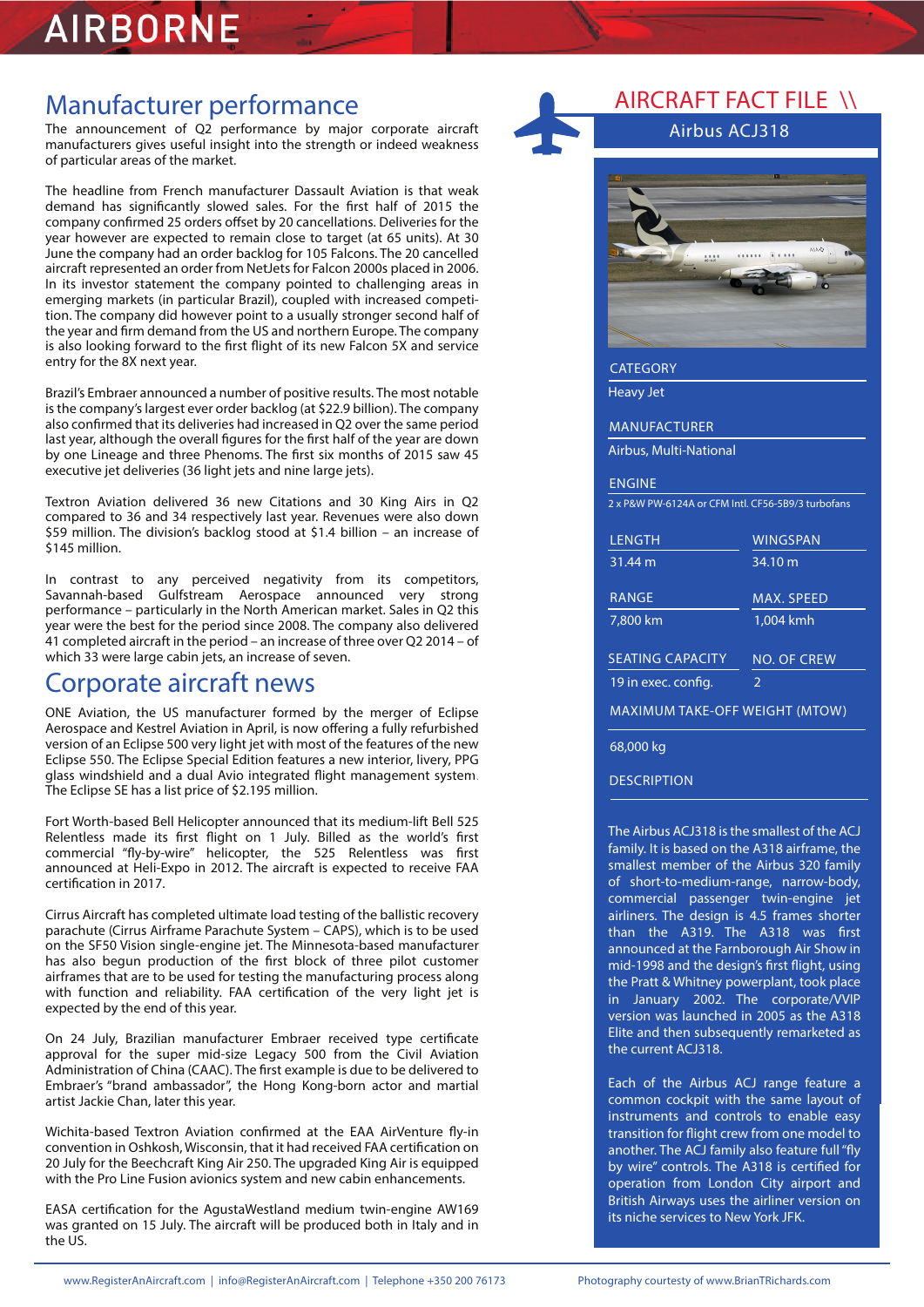# AIRBORNE

## Manufacturer performance

The announcement of Q2 performance by major corporate aircraft manufacturers gives useful insight into the strength or indeed weakness of particular areas of the market.

The headline from French manufacturer Dassault Aviation is that weak demand has significantly slowed sales. For the first half of 2015 the company confirmed 25 orders offset by 20 cancellations. Deliveries for the year however are expected to remain close to target (at 65 units). At 30 June the company had an order backlog for 105 Falcons. The 20 cancelled aircraft represented an order from NetJets for Falcon 2000s placed in 2006. In its investor statement the company pointed to challenging areas in emerging markets (in particular Brazil), coupled with increased competition. The company did however point to a usually stronger second half of the year and firm demand from the US and northern Europe. The company is also looking forward to the first flight of its new Falcon 5X and service entry for the 8X next year.

Brazil's Embraer announced a number of positive results. The most notable is the company's largest ever order backlog (at $22.9 billion). The company also confirmed that its deliveries had increased in Q2 over the same period last year, although the overall figures for the first half of the year are down by one Lineage and three Phenoms. The first six months of 2015 saw 45 executive jet deliveries (36 light jets and nine large jets).

Textron Aviation delivered 36 new Citations and 30 King Airs in Q2 compared to 36 and 34 respectively last year. Revenues were also down $59 million. The division's backlog stood at $1.4 billion – an increase of $145 million.

In contrast to any perceived negativity from its competitors, Savannah-based Gulfstream Aerospace announced very strong performance – particularly in the North American market. Sales in Q2 this year were the best for the period since 2008. The company also delivered 41 completed aircraft in the period – an increase of three over Q2 2014 – of which 33 were large cabin jets, an increase of seven.

## Corporate aircraft news

ONE Aviation, the US manufacturer formed by the merger of Eclipse Aerospace and Kestrel Aviation in April, is now offering a fully refurbished version of an Eclipse 500 very light jet with most of the features of the new Eclipse 550. The Eclipse Special Edition features a new interior, livery, PPG glass windshield and a dual Avio integrated flight management system. The Eclipse SE has a list price of $2.195 million.

Fort Worth-based Bell Helicopter announced that its medium-lift Bell 525 Relentless made its first flight on 1 July. Billed as the world's first commercial "fly-by-wire" helicopter, the 525 Relentless was first announced at Heli-Expo in 2012. The aircraft is expected to receive FAA certification in 2017.

Cirrus Aircraft has completed ultimate load testing of the ballistic recovery parachute (Cirrus Airframe Parachute System – CAPS), which is to be used on the SF50 Vision single-engine jet. The Minnesota-based manufacturer has also begun production of the first block of three pilot customer airframes that are to be used for testing the manufacturing process along with function and reliability. FAA certification of the very light jet is expected by the end of this year.

On 24 July, Brazilian manufacturer Embraer received type certificate approval for the super mid-size Legacy 500 from the Civil Aviation Administration of China (CAAC). The first example is due to be delivered to Embraer's "brand ambassador", the Hong Kong-born actor and martial artist Jackie Chan, later this year.

Wichita-based Textron Aviation confirmed at the EAA AirVenture fly-in convention in Oshkosh, Wisconsin, that it had received FAA certification on 20 July for the Beechcraft King Air 250. The upgraded King Air is equipped with the Pro Line Fusion avionics system and new cabin enhancements.

EASA certification for the AgustaWestland medium twin-engine AW169 was granted on 15 July. The aircraft will be produced both in Italy and in the US.

## AIRCRAFT FACT FILE \\

### Airbus ACJ318

**CATEGORY**
Heavy Jet

**MANUFACTURER**
Airbus, Multi-National

**ENGINE**
2 x P&W PW-6124A or CFM Intl. CF56-5B9/3 turbofans

| LENGTH | WINGSPAN |
|---|---|
| 31.44 m | 34.10 m |

| RANGE | MAX. SPEED |
|---|---|
| 7,800 km | 1,004 kmh |

| SEATING CAPACITY | NO. OF CREW |
|---|---|
| 19 in exec. config. | 2 |

**MAXIMUM TAKE-OFF WEIGHT (MTOW)**
68,000 kg

**DESCRIPTION**

The Airbus ACJ318 is the smallest of the ACJ family. It is based on the A318 airframe, the smallest member of the Airbus 320 family of short-to-medium-range, narrow-body, commercial passenger twin-engine jet airliners. The design is 4.5 frames shorter than the A319. The A318 was first announced at the Farnborough Air Show in mid-1998 and the design's first flight, using the Pratt & Whitney powerplant, took place in January 2002. The corporate/VVIP version was launched in 2005 as the A318 Elite and then subsequently remarketed as the current ACJ318.

Each of the Airbus ACJ range feature a common cockpit with the same layout of instruments and controls to enable easy transition for flight crew from one model to another. The ACJ family also feature full "fly by wire" controls. The A318 is certified for operation from London City airport and British Airways uses the airliner version on its niche services to New York JFK.

www.RegisterAnAircraft.com | info@RegisterAnAircraft.com | Telephone +350 200 76173 Photography courtesy of www.BrianTRichards.com